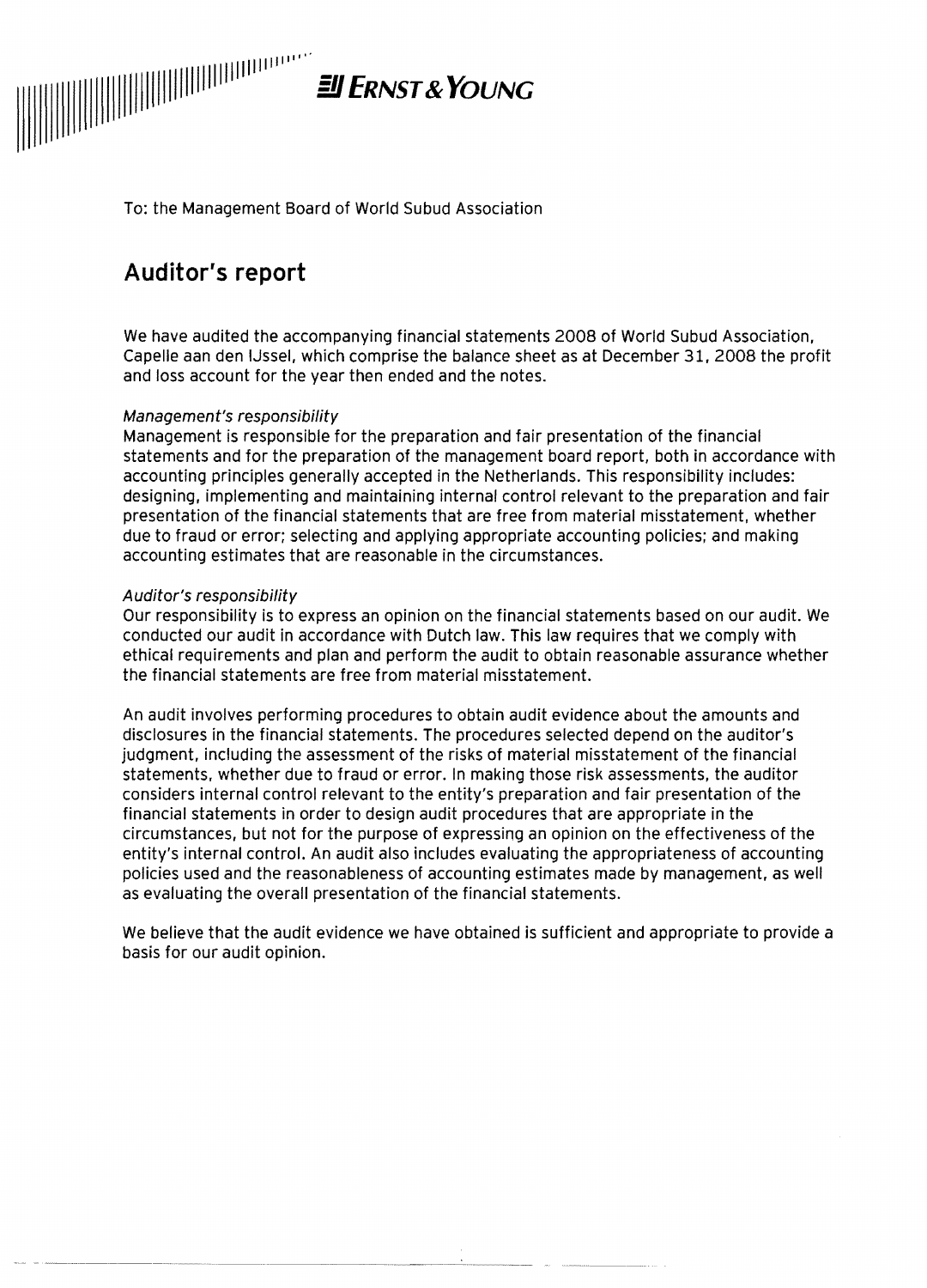**ERNST & YOUNG**

To: the Management Board of World Subud Association

# Auditor's report

We have audited the accompanying financial statements 2008 of World Subud Association, Capelle aan den IJssel, which comprise the balance sheet as at December 31, 2008 the profit and loss account for the year then ended and the notes.

*Management's responsibility*

Management is responsible for the preparation and fair presentation of the financial statements and for the preparation of the management board report, both in accordance with accounting principles generally accepted in the Netherlands. This responsibility includes: designing, implementing and maintaining internal control relevant to the preparation and fair presentation of the financial statements that are free from material misstatement, whether due to fraud or error; selecting and applying appropriate accounting policies; and making accounting estimates that are reasonable in the circumstances.

*Auditor's responsibility*

Our responsibility is to express an opinion on the financial statements based on our audit. We conducted our audit in accordance with Dutch law. This law requires that we comply with ethical requirements and plan and perform the audit to obtain reasonable assurance whether the financial statements are free from material misstatement.

An audit involves performing procedures to obtain audit evidence about the amounts and disclosures in the financial statements. The procedures selected depend on the auditor's judgment, including the assessment of the risks of material misstatement of the financial statements, whether due to fraud or error. In making those risk assessments, the auditor considers internal control relevant to the entity's preparation and fair presentation of the financial statements in order to design audit procedures that are appropriate in the circumstances, but not for the purpose of expressing an opinion on the effectiveness of the entity's internal control. An audit also includes evaluating the appropriateness of accounting policies used and the reasonableness of accounting estimates made by management, as well as evaluating the overall presentation of the financial statements.

We believe that the audit evidence we have obtained is sufficient and appropriate to provide a basis for our audit opinion.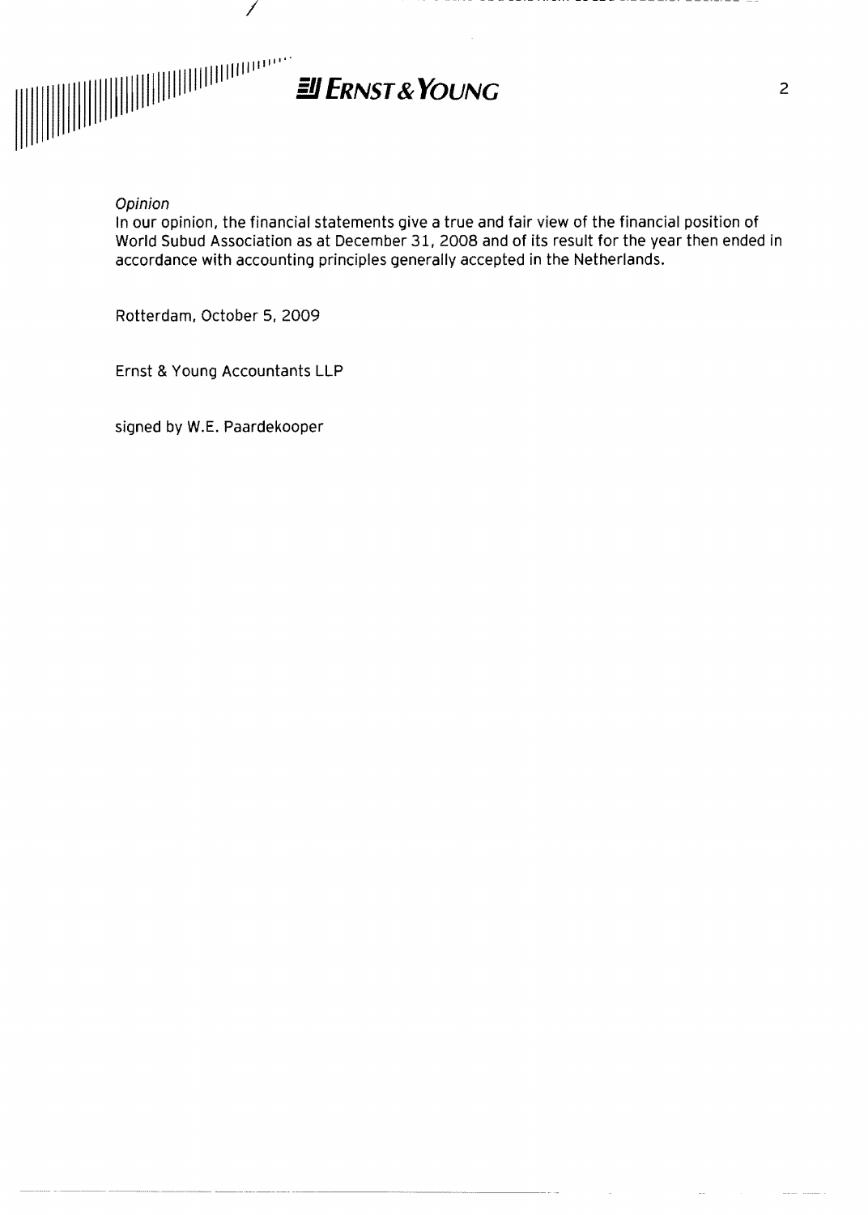*Opinion*

In our opinion, the financial statements give a true and fair view of the financial position of World Subud Association as at December 31, 2008 and of its result for the year then ended in accordance with accounting principles generally accepted in the Netherlands.

Rotterdam, October 5, 2009

Ernst & Young Accountants LLP

signed by W.E. Paardekooper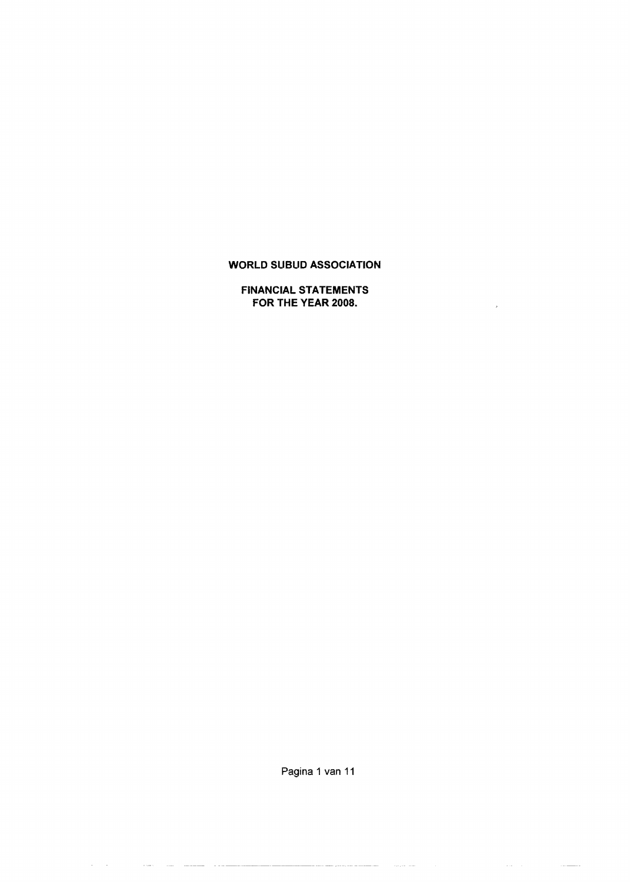**WORLD SUBUD ASSOCIATION**

**FINANCIAL STATEMENTS**
**FOR THE YEAR 2008.**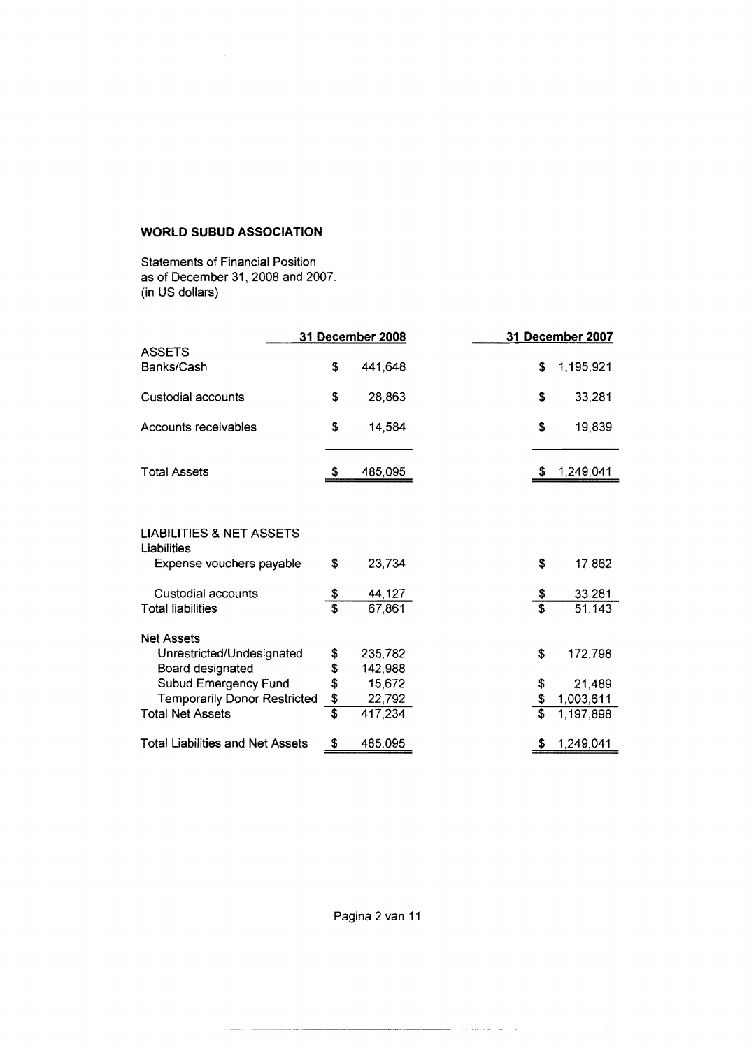**WORLD SUBUD ASSOCIATION**

Statements of Financial Position
as of December 31, 2008 and 2007.
(in US dollars)

| | 31 December 2008 | 31 December 2007 |
|---|---|---|
| **ASSETS** | | |
| Banks/Cash | $ 441,648 | $ 1,195,921 |
| Custodial accounts | $ 28,863 | $ 33,281 |
| Accounts receivables | $ 14,584 | $ 19,839 |
| Total Assets | $ 485,095 | $ 1,249,041 |
| | | |
| **LIABILITIES & NET ASSETS** | | |
| Liabilities | | |
| Expense vouchers payable | $ 23,734 | $ 17,862 |
| Custodial accounts | $ 44,127 | $ 33,281 |
| Total liabilities | $ 67,861 | $ 51,143 |
| | | |
| Net Assets | | |
| Unrestricted/Undesignated | $ 235,782 | $ 172,798 |
| Board designated | $ 142,988 | |
| Subud Emergency Fund | $ 15,672 | $ 21,489 |
| Temporarily Donor Restricted | $ 22,792 | $ 1,003,611 |
| Total Net Assets | $ 417,234 | $ 1,197,898 |
| | | |
| Total Liabilities and Net Assets | $ 485,095 | $ 1,249,041 |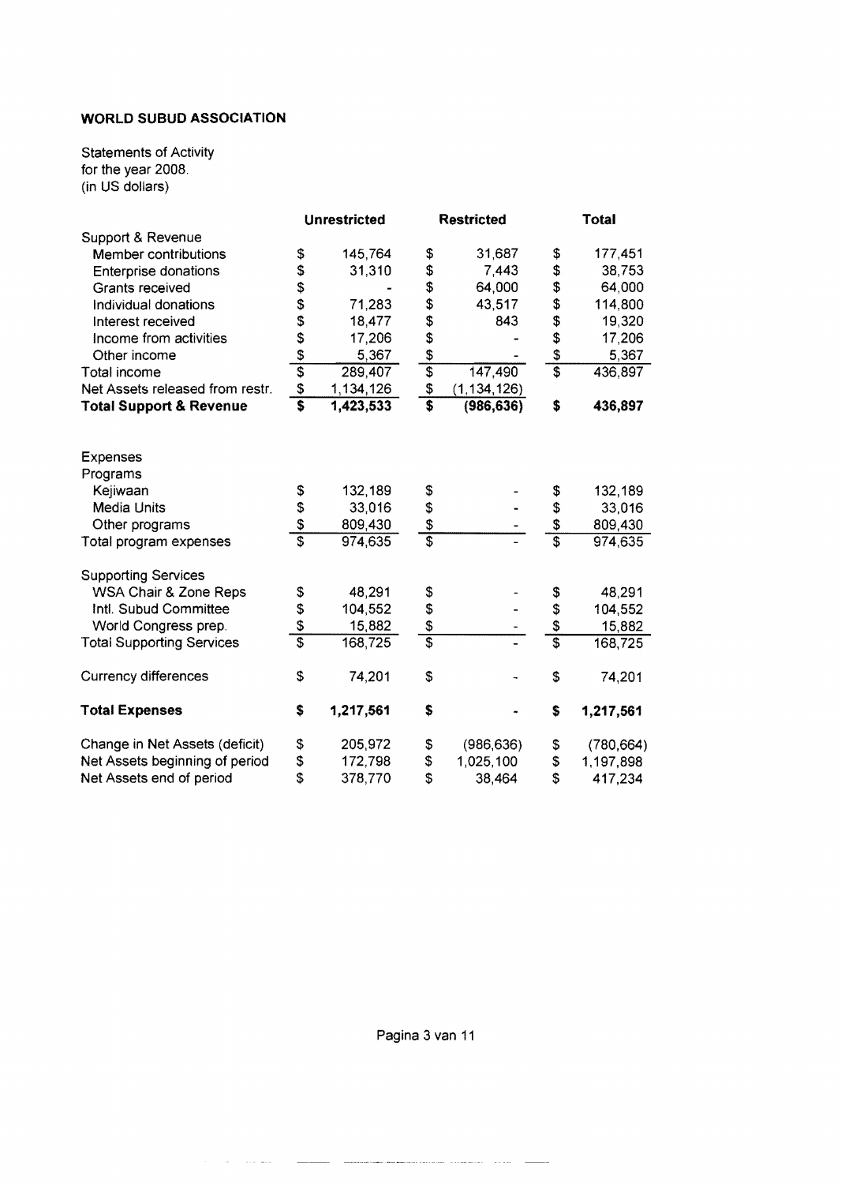**WORLD SUBUD ASSOCIATION**

Statements of Activity
for the year 2008.
(in US dollars)

| | Unrestricted | Restricted | Total |
|---|---|---|---|
| Support & Revenue | | | |
| Member contributions | $ 145,764 | $ 31,687 | $ 177,451 |
| Enterprise donations | $ 31,310 | $ 7,443 | $ 38,753 |
| Grants received | $ - | $ 64,000 | $ 64,000 |
| Individual donations | $ 71,283 | $ 43,517 | $ 114,800 |
| Interest received | $ 18,477 | $ 843 | $ 19,320 |
| Income from activities | $ 17,206 | $ - | $ 17,206 |
| Other income | $ 5,367 | $ - | $ 5,367 |
| Total income | $ 289,407 | $ 147,490 | $ 436,897 |
| Net Assets released from restr. | $ 1,134,126 | $ (1,134,126) | |
| **Total Support & Revenue** | **$ 1,423,533** | **$ (986,636)** | **$ 436,897** |
| | | | |
| Expenses | | | |
| Programs | | | |
| Kejiwaan | $ 132,189 | $ - | $ 132,189 |
| Media Units | $ 33,016 | $ - | $ 33,016 |
| Other programs | $ 809,430 | $ - | $ 809,430 |
| Total program expenses | $ 974,635 | $ - | $ 974,635 |
| | | | |
| Supporting Services | | | |
| WSA Chair & Zone Reps | $ 48,291 | $ - | $ 48,291 |
| Intl. Subud Committee | $ 104,552 | $ - | $ 104,552 |
| World Congress prep. | $ 15,882 | $ - | $ 15,882 |
| Total Supporting Services | $ 168,725 | $ - | $ 168,725 |
| | | | |
| Currency differences | $ 74,201 | $ - | $ 74,201 |
| | | | |
| **Total Expenses** | **$ 1,217,561** | **$ -** | **$ 1,217,561** |
| | | | |
| Change in Net Assets (deficit) | $ 205,972 | $ (986,636) | $ (780,664) |
| Net Assets beginning of period | $ 172,798 | $ 1,025,100 | $ 1,197,898 |
| Net Assets end of period | $ 378,770 | $ 38,464 | $ 417,234 |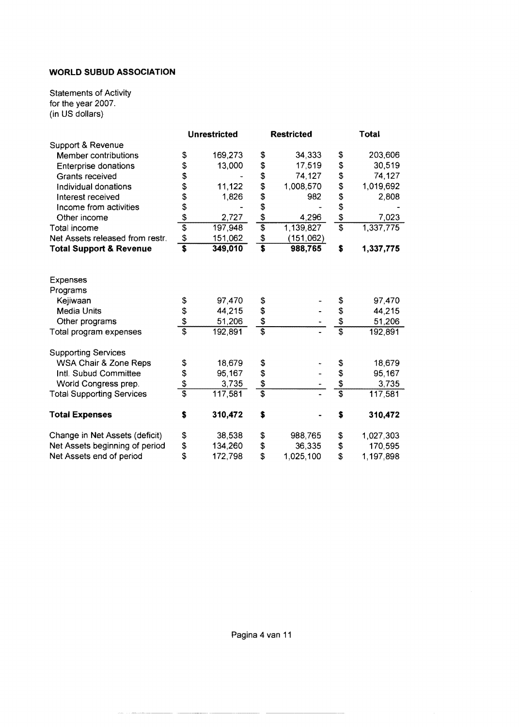**WORLD SUBUD ASSOCIATION**

Statements of Activity
for the year 2007.
(in US dollars)

| | Unrestricted | Restricted | Total |
|---|---|---|---|
| Support & Revenue | | | |
| Member contributions | $ 169,273 | $ 34,333 | $ 203,606 |
| Enterprise donations | $ 13,000 | $ 17,519 | $ 30,519 |
| Grants received | $ - | $ 74,127 | $ 74,127 |
| Individual donations | $ 11,122 | $ 1,008,570 | $ 1,019,692 |
| Interest received | $ 1,826 | $ 982 | $ 2,808 |
| Income from activities | $ - | $ - | $ - |
| Other income | $ 2,727 | $ 4,296 | $ 7,023 |
| Total income | $ 197,948 | $ 1,139,827 | $ 1,337,775 |
| Net Assets released from restr. | $ 151,062 | $ (151,062) | |
| **Total Support & Revenue** | **$ 349,010** | **$ 988,765** | **$ 1,337,775** |
| | | | |
| Expenses | | | |
| Programs | | | |
| Kejiwaan | $ 97,470 | $ - | $ 97,470 |
| Media Units | $ 44,215 | $ - | $ 44,215 |
| Other programs | $ 51,206 | $ - | $ 51,206 |
| Total program expenses | $ 192,891 | $ - | $ 192,891 |
| | | | |
| Supporting Services | | | |
| WSA Chair & Zone Reps | $ 18,679 | $ - | $ 18,679 |
| Intl. Subud Committee | $ 95,167 | $ - | $ 95,167 |
| World Congress prep. | $ 3,735 | $ - | $ 3,735 |
| Total Supporting Services | $ 117,581 | $ - | $ 117,581 |
| | | | |
| **Total Expenses** | **$ 310,472** | **$ -** | **$ 310,472** |
| | | | |
| Change in Net Assets (deficit) | $ 38,538 | $ 988,765 | $ 1,027,303 |
| Net Assets beginning of period | $ 134,260 | $ 36,335 | $ 170,595 |
| Net Assets end of period | $ 172,798 | $ 1,025,100 | $ 1,197,898 |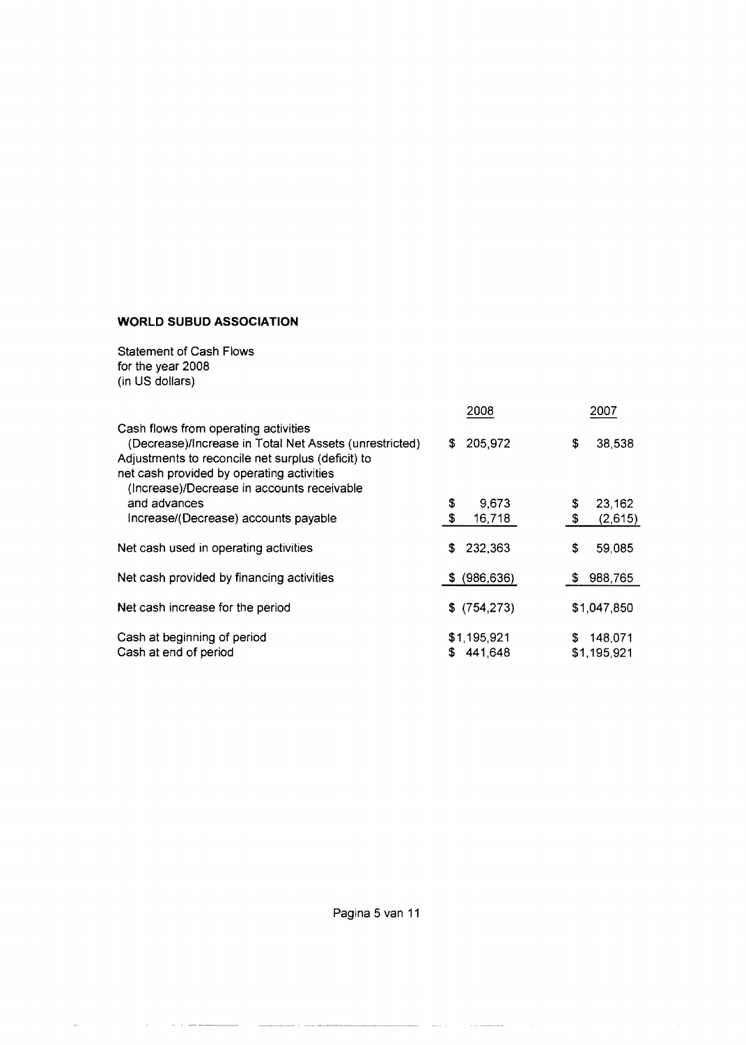**WORLD SUBUD ASSOCIATION**

Statement of Cash Flows
for the year 2008
(in US dollars)

| | 2008 | 2007 |
|---|---|---|
| Cash flows from operating activities | | |
| (Decrease)/Increase in Total Net Assets (unrestricted) | $ 205,972 | $ 38,538 |
| Adjustments to reconcile net surplus (deficit) to net cash provided by operating activities | | |
| (Increase)/Decrease in accounts receivable and advances | $ 9,673 | $ 23,162 |
| Increase/(Decrease) accounts payable | $ 16,718 | $ (2,615) |
| Net cash used in operating activities | $ 232,363 | $ 59,085 |
| Net cash provided by financing activities | $ (986,636) | $ 988,765 |
| Net cash increase for the period | $ (754,273) | $1,047,850 |
| Cash at beginning of period | $1,195,921 | $ 148,071 |
| Cash at end of period | $ 441,648 | $1,195,921 |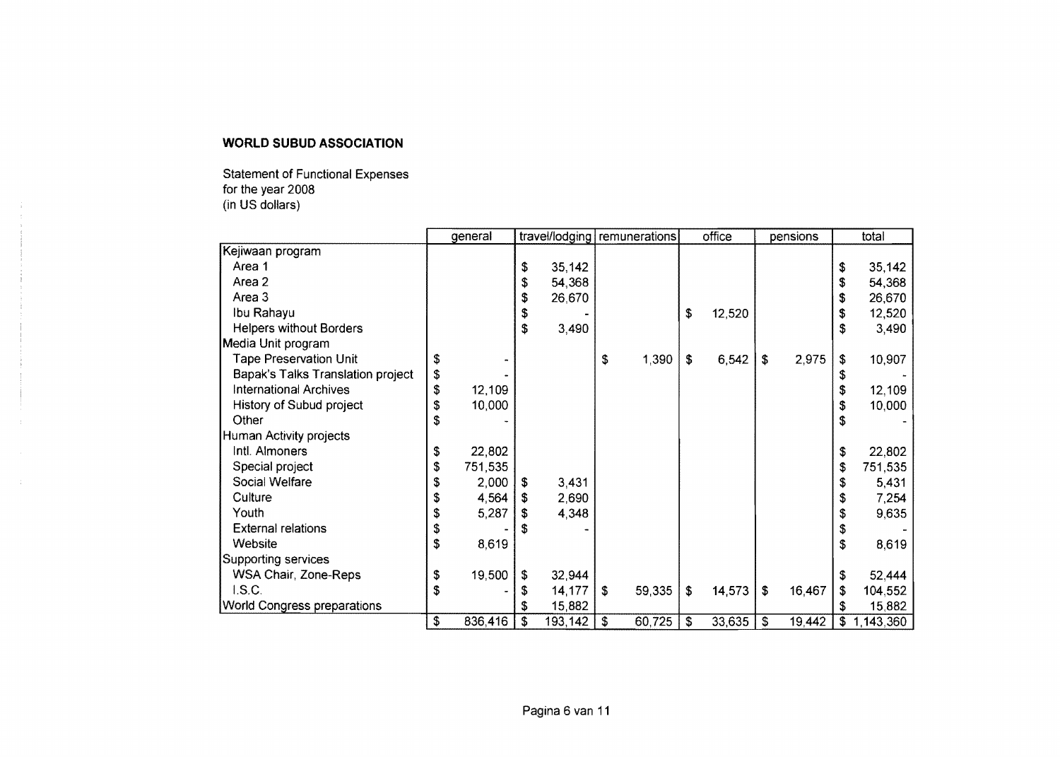**WORLD SUBUD ASSOCIATION**

Statement of Functional Expenses
for the year 2008
(in US dollars)

| | general | travel/lodging | remunerations | office | pensions | total |
|---|---|---|---|---|---|---|
| Kejiwaan program | | | | | | |
| Area 1 | | $ 35,142 | | | | $ 35,142 |
| Area 2 | | $ 54,368 | | | | $ 54,368 |
| Area 3 | | $ 26,670 | | | | $ 26,670 |
| Ibu Rahayu | | $ - | | $ 12,520 | | $ 12,520 |
| Helpers without Borders | | $ 3,490 | | | | $ 3,490 |
| Media Unit program | | | | | | |
| Tape Preservation Unit | $ - | | $ 1,390 | $ 6,542 | $ 2,975 | $ 10,907 |
| Bapak's Talks Translation project | $ - | | | | | $ - |
| International Archives | $ 12,109 | | | | | $ 12,109 |
| History of Subud project | $ 10,000 | | | | | $ 10,000 |
| Other | $ - | | | | | $ - |
| Human Activity projects | | | | | | |
| Intl. Almoners | $ 22,802 | | | | | $ 22,802 |
| Special project | $ 751,535 | | | | | $ 751,535 |
| Social Welfare | $ 2,000 | $ 3,431 | | | | $ 5,431 |
| Culture | $ 4,564 | $ 2,690 | | | | $ 7,254 |
| Youth | $ 5,287 | $ 4,348 | | | | $ 9,635 |
| External relations | $ - | $ - | | | | $ - |
| Website | $ 8,619 | | | | | $ 8,619 |
| Supporting services | | | | | | |
| WSA Chair, Zone-Reps | $ 19,500 | $ 32,944 | | | | $ 52,444 |
| I.S.C. | $ - | $ 14,177 | $ 59,335 | $ 14,573 | $ 16,467 | $ 104,552 |
| World Congress preparations | | $ 15,882 | | | | $ 15,882 |
| | $ 836,416 | $ 193,142 | $ 60,725 | $ 33,635 | $ 19,442 | $ 1,143,360 |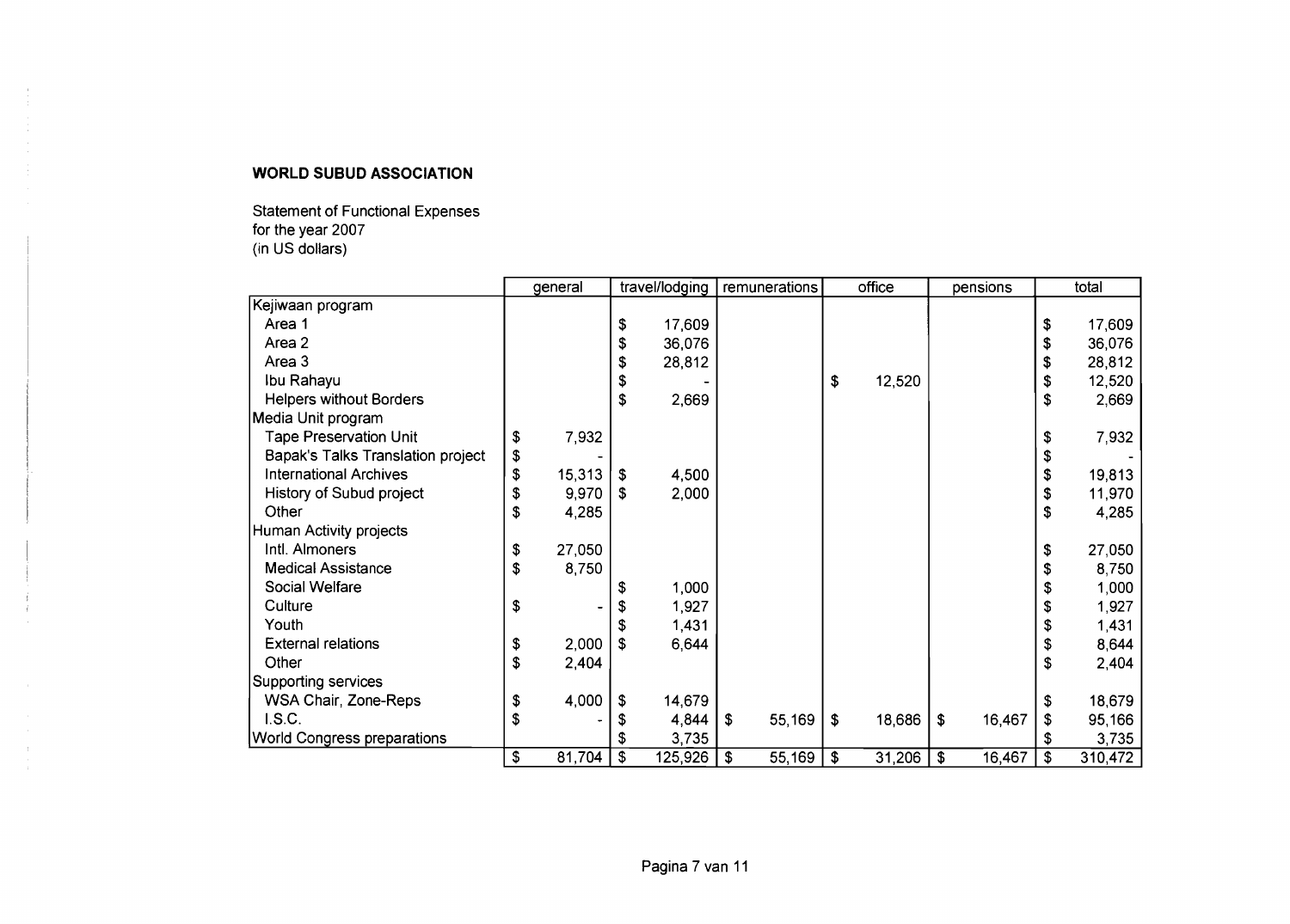**WORLD SUBUD ASSOCIATION**

Statement of Functional Expenses
for the year 2007
(in US dollars)

| | general | travel/lodging | remunerations | office | pensions | total |
|---|---|---|---|---|---|---|
| Kejiwaan program | | | | | | |
| Area 1 | | $ 17,609 | | | | $ 17,609 |
| Area 2 | | $ 36,076 | | | | $ 36,076 |
| Area 3 | | $ 28,812 | | | | $ 28,812 |
| Ibu Rahayu | | $ - | | $ 12,520 | | $ 12,520 |
| Helpers without Borders | | $ 2,669 | | | | $ 2,669 |
| Media Unit program | | | | | | |
| Tape Preservation Unit | $ 7,932 | | | | | $ 7,932 |
| Bapak's Talks Translation project | $ - | | | | | $ - |
| International Archives | $ 15,313 | $ 4,500 | | | | $ 19,813 |
| History of Subud project | $ 9,970 | $ 2,000 | | | | $ 11,970 |
| Other | $ 4,285 | | | | | $ 4,285 |
| Human Activity projects | | | | | | |
| Intl. Almoners | $ 27,050 | | | | | $ 27,050 |
| Medical Assistance | $ 8,750 | | | | | $ 8,750 |
| Social Welfare | | $ 1,000 | | | | $ 1,000 |
| Culture | $ - | $ 1,927 | | | | $ 1,927 |
| Youth | | $ 1,431 | | | | $ 1,431 |
| External relations | $ 2,000 | $ 6,644 | | | | $ 8,644 |
| Other | $ 2,404 | | | | | $ 2,404 |
| Supporting services | | | | | | |
| WSA Chair, Zone-Reps | $ 4,000 | $ 14,679 | | | | $ 18,679 |
| I.S.C. | $ - | $ 4,844 | $ 55,169 | $ 18,686 | $ 16,467 | $ 95,166 |
| World Congress preparations | | $ 3,735 | | | | $ 3,735 |
| | $ 81,704 | $ 125,926 | $ 55,169 | $ 31,206 | $ 16,467 | $ 310,472 |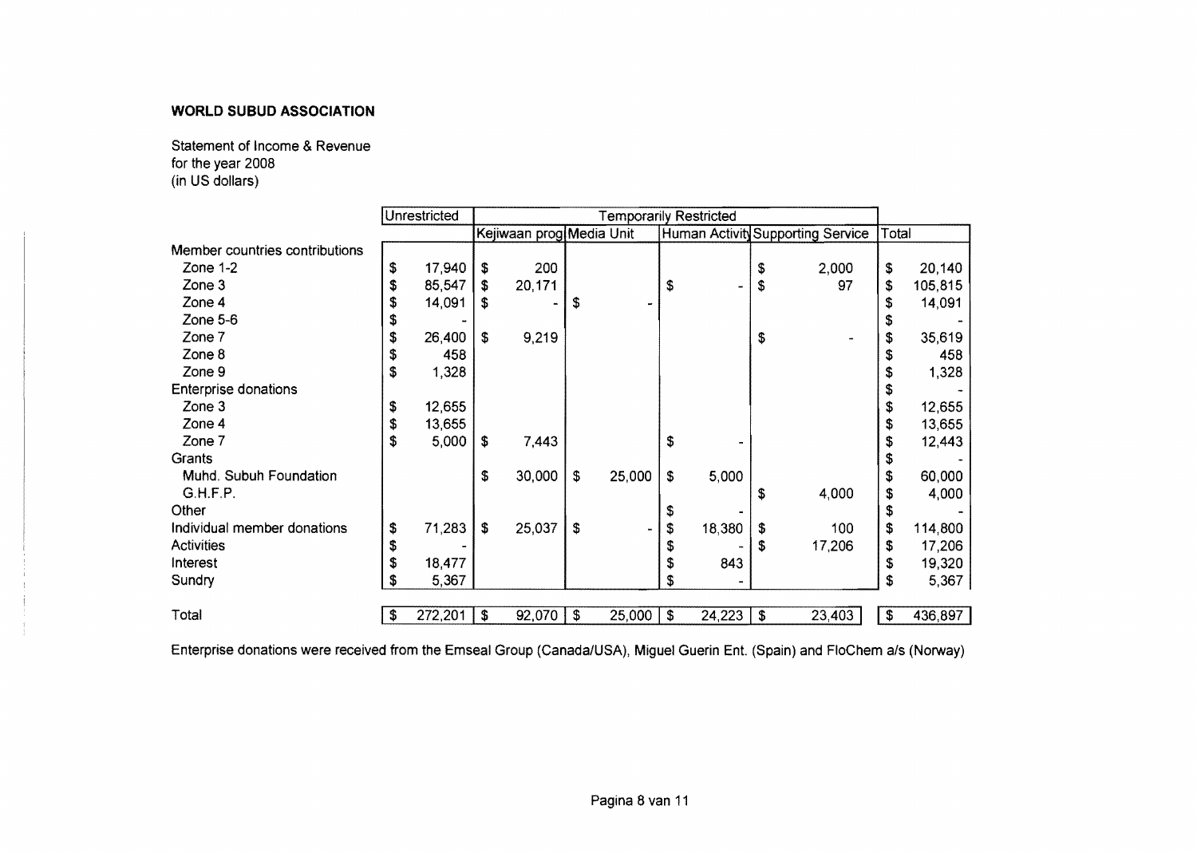**WORLD SUBUD ASSOCIATION**

Statement of Income & Revenue
for the year 2008
(in US dollars)

| | Unrestricted | Temporarily Restricted | | | | Total |
|---|---|---|---|---|---|---|
| | | Kejiwaan prog | Media Unit | Human Activit | Supporting Service | |
| Member countries contributions | | | | | | |
| Zone 1-2 | $ 17,940 | $ 200 | | | $ 2,000 | $ 20,140 |
| Zone 3 | $ 85,547 | $ 20,171 | | $ - | $ 97 | $ 105,815 |
| Zone 4 | $ 14,091 | $ - | $ - | | | $ 14,091 |
| Zone 5-6 | $ - | | | | | $ - |
| Zone 7 | $ 26,400 | $ 9,219 | | | $ - | $ 35,619 |
| Zone 8 | $ 458 | | | | | $ 458 |
| Zone 9 | $ 1,328 | | | | | $ 1,328 |
| Enterprise donations | | | | | | $ - |
| Zone 3 | $ 12,655 | | | | | $ 12,655 |
| Zone 4 | $ 13,655 | | | | | $ 13,655 |
| Zone 7 | $ 5,000 | $ 7,443 | | $ - | | $ 12,443 |
| Grants | | | | | | $ - |
| Muhd. Subuh Foundation | | $ 30,000 | $ 25,000 | $ 5,000 | | $ 60,000 |
| G.H.F.P. | | | | | $ 4,000 | $ 4,000 |
| Other | | | | $ - | | $ - |
| Individual member donations | $ 71,283 | $ 25,037 | $ - | $ 18,380 | $ 100 | $ 114,800 |
| Activities | $ - | | | $ - | $ 17,206 | $ 17,206 |
| Interest | $ 18,477 | | | $ 843 | | $ 19,320 |
| Sundry | $ 5,367 | | | $ - | | $ 5,367 |
| Total | $ 272,201 | $ 92,070 | $ 25,000 | $ 24,223 | $ 23,403 | $ 436,897 |

Enterprise donations were received from the Emseal Group (Canada/USA), Miguel Guerin Ent. (Spain) and FloChem a/s (Norway)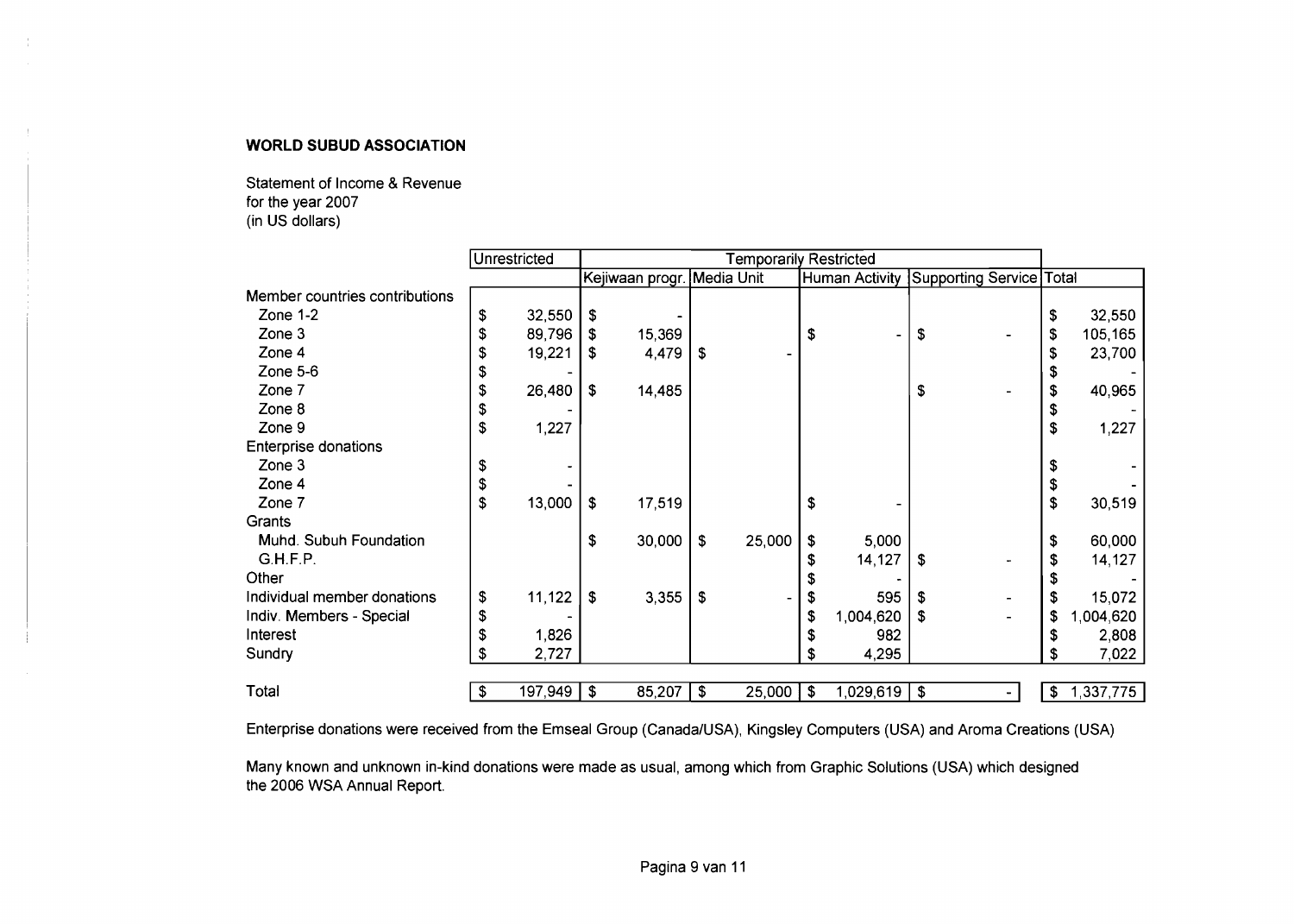**WORLD SUBUD ASSOCIATION**

Statement of Income & Revenue
for the year 2007
(in US dollars)

| | Unrestricted | Temporarily Restricted | | | | |
|---|---|---|---|---|---|---|
| | | Kejiwaan progr. | Media Unit | Human Activity | Supporting Service | Total |
| Member countries contributions | | | | | | |
| Zone 1-2 | $ 32,550 | $ - | | | | $ 32,550 |
| Zone 3 | $ 89,796 | $ 15,369 | | $ - | $ - | $ 105,165 |
| Zone 4 | $ 19,221 | $ 4,479 | $ - | | | $ 23,700 |
| Zone 5-6 | $ - | | | | | $ - |
| Zone 7 | $ 26,480 | $ 14,485 | | | $ - | $ 40,965 |
| Zone 8 | $ - | | | | | $ - |
| Zone 9 | $ 1,227 | | | | | $ 1,227 |
| Enterprise donations | | | | | | |
| Zone 3 | $ - | | | | | $ - |
| Zone 4 | $ - | | | | | $ - |
| Zone 7 | $ 13,000 | $ 17,519 | | $ - | | $ 30,519 |
| Grants | | | | | | |
| Muhd. Subuh Foundation | | $ 30,000 | $ 25,000 | $ 5,000 | | $ 60,000 |
| G.H.F.P. | | | | $ 14,127 | $ - | $ 14,127 |
| Other | | | | $ - | | $ - |
| Individual member donations | $ 11,122 | $ 3,355 | $ - | $ 595 | $ - | $ 15,072 |
| Indiv. Members - Special | $ - | | | $ 1,004,620 | $ - | $ 1,004,620 |
| Interest | $ 1,826 | | | $ 982 | | $ 2,808 |
| Sundry | $ 2,727 | | | $ 4,295 | | $ 7,022 |
| Total | $ 197,949 | $ 85,207 | $ 25,000 | $ 1,029,619 | $ - | $ 1,337,775 |

Enterprise donations were received from the Emseal Group (Canada/USA), Kingsley Computers (USA) and Aroma Creations (USA)

Many known and unknown in-kind donations were made as usual, among which from Graphic Solutions (USA) which designed the 2006 WSA Annual Report.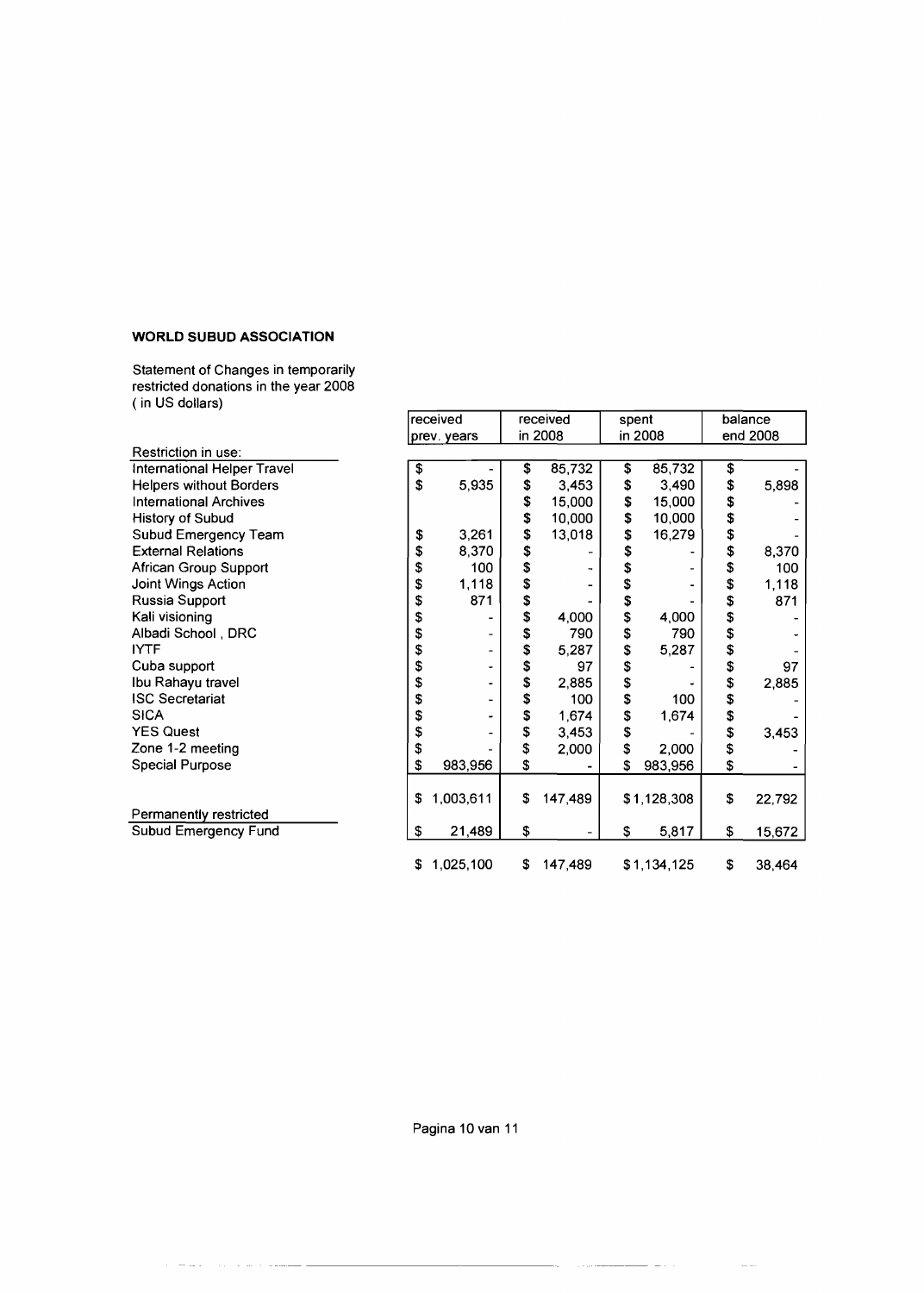**WORLD SUBUD ASSOCIATION**

Statement of Changes in temporarily restricted donations in the year 2008
( in US dollars)

| Restriction in use: | received prev. years | received in 2008 | spent in 2008 | balance end 2008 |
|---|---|---|---|---|
| International Helper Travel | $ - | $ 85,732 | $ 85,732 | $ - |
| Helpers without Borders | $ 5,935 | $ 3,453 | $ 3,490 | $ 5,898 |
| International Archives | | $ 15,000 | $ 15,000 | $ - |
| History of Subud | | $ 10,000 | $ 10,000 | $ - |
| Subud Emergency Team | $ 3,261 | $ 13,018 | $ 16,279 | $ - |
| External Relations | $ 8,370 | $ - | $ - | $ 8,370 |
| African Group Support | $ 100 | $ - | $ - | $ 100 |
| Joint Wings Action | $ 1,118 | $ - | $ - | $ 1,118 |
| Russia Support | $ 871 | $ - | $ - | $ 871 |
| Kali visioning | $ - | $ 4,000 | $ 4,000 | $ - |
| Albadi School , DRC | $ - | $ 790 | $ 790 | $ - |
| IYTF | $ - | $ 5,287 | $ 5,287 | $ - |
| Cuba support | $ - | $ 97 | $ - | $ 97 |
| Ibu Rahayu travel | $ - | $ 2,885 | $ - | $ 2,885 |
| ISC Secretariat | $ - | $ 100 | $ 100 | $ - |
| SICA | $ - | $ 1,674 | $ 1,674 | $ - |
| YES Quest | $ - | $ 3,453 | $ - | $ 3,453 |
| Zone 1-2 meeting | $ - | $ 2,000 | $ 2,000 | $ - |
| Special Purpose | $ 983,956 | $ - | $ 983,956 | $ - |
| | $ 1,003,611 | $ 147,489 | $1,128,308 | $ 22,792 |
| Permanently restricted | | | | |
| Subud Emergency Fund | $ 21,489 | $ - | $ 5,817 | $ 15,672 |
| | $ 1,025,100 | $ 147,489 | $1,134,125 | $ 38,464 |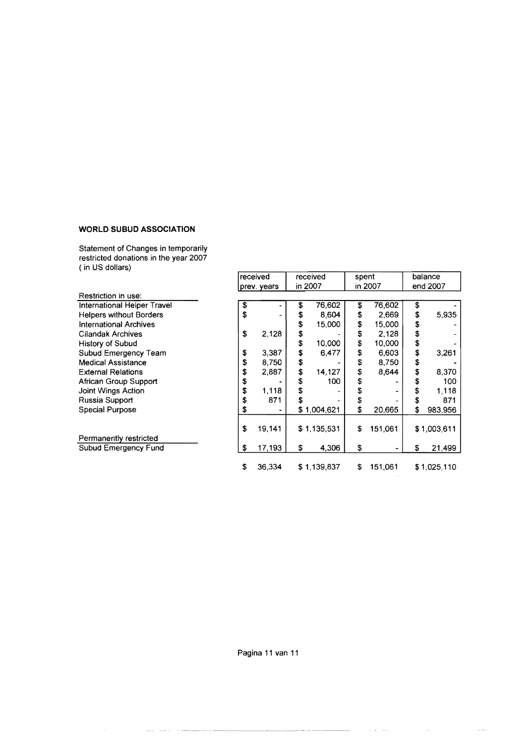**WORLD SUBUD ASSOCIATION**

Statement of Changes in temporarily restricted donations in the year 2007
( in US dollars)

| Restriction in use: | received prev. years | received in 2007 | spent in 2007 | balance end 2007 |
|---|---|---|---|---|
| International Helper Travel | $ - | $ 76,602 | $ 76,602 | $ - |
| Helpers without Borders | $ - | $ 8,604 | $ 2,669 | $ 5,935 |
| International Archives | | $ 15,000 | $ 15,000 | $ - |
| Cilandak Archives | $ 2,128 | $ - | $ 2,128 | $ - |
| History of Subud | | $ 10,000 | $ 10,000 | $ - |
| Subud Emergency Team | $ 3,387 | $ 6,477 | $ 6,603 | $ 3,261 |
| Medical Assistance | $ 8,750 | $ - | $ 8,750 | $ - |
| External Relations | $ 2,887 | $ 14,127 | $ 8,644 | $ 8,370 |
| African Group Support | $ - | $ 100 | $ - | $ 100 |
| Joint Wings Action | $ 1,118 | $ - | $ - | $ 1,118 |
| Russia Support | $ 871 | $ - | $ - | $ 871 |
| Special Purpose | $ - | $ 1,004,621 | $ 20,665 | $ 983,956 |
| | $ 19,141 | $ 1,135,531 | $ 151,061 | $ 1,003,611 |
| Permanently restricted | | | | |
| Subud Emergency Fund | $ 17,193 | $ 4,306 | $ - | $ 21,499 |
| | $ 36,334 | $ 1,139,837 | $ 151,061 | $ 1,025,110 |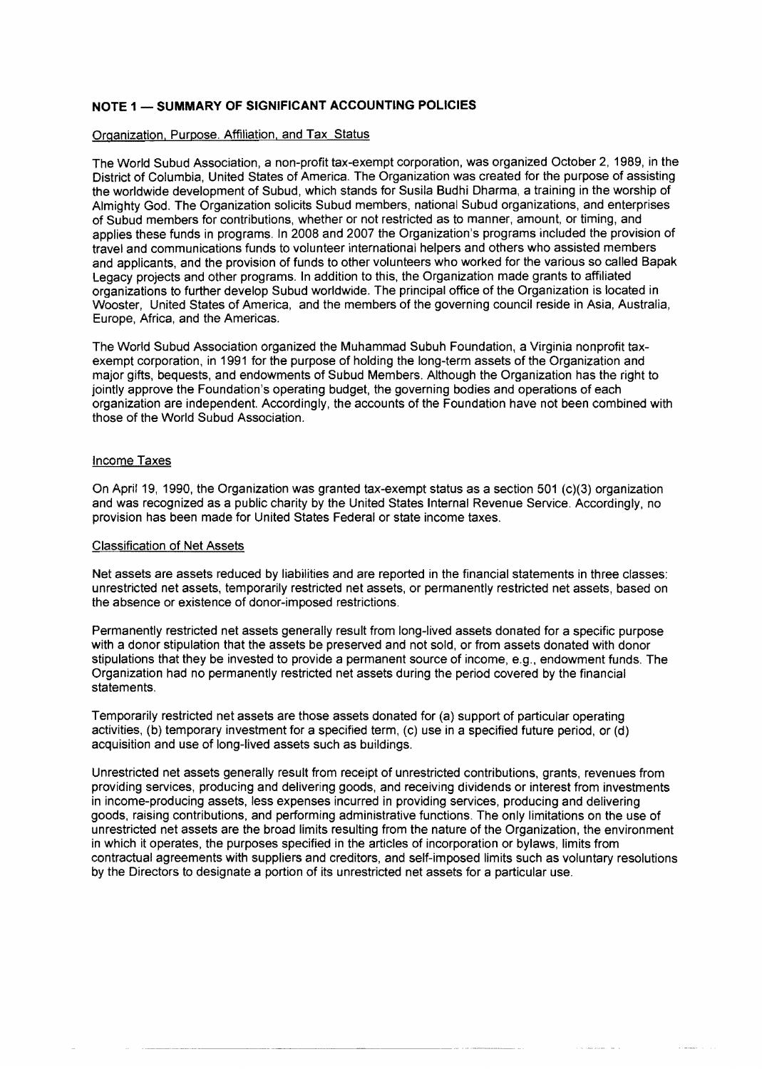## NOTE 1 — SUMMARY OF SIGNIFICANT ACCOUNTING POLICIES

### Organization, Purpose, Affiliation, and Tax Status

The World Subud Association, a non-profit tax-exempt corporation, was organized October 2, 1989, in the District of Columbia, United States of America. The Organization was created for the purpose of assisting the worldwide development of Subud, which stands for Susila Budhi Dharma, a training in the worship of Almighty God. The Organization solicits Subud members, national Subud organizations, and enterprises of Subud members for contributions, whether or not restricted as to manner, amount, or timing, and applies these funds in programs. In 2008 and 2007 the Organization's programs included the provision of travel and communications funds to volunteer international helpers and others who assisted members and applicants, and the provision of funds to other volunteers who worked for the various so called Bapak Legacy projects and other programs. In addition to this, the Organization made grants to affiliated organizations to further develop Subud worldwide. The principal office of the Organization is located in Wooster, United States of America, and the members of the governing council reside in Asia, Australia, Europe, Africa, and the Americas.

The World Subud Association organized the Muhammad Subuh Foundation, a Virginia nonprofit tax-exempt corporation, in 1991 for the purpose of holding the long-term assets of the Organization and major gifts, bequests, and endowments of Subud Members. Although the Organization has the right to jointly approve the Foundation's operating budget, the governing bodies and operations of each organization are independent. Accordingly, the accounts of the Foundation have not been combined with those of the World Subud Association.

### Income Taxes

On April 19, 1990, the Organization was granted tax-exempt status as a section 501 (c)(3) organization and was recognized as a public charity by the United States Internal Revenue Service. Accordingly, no provision has been made for United States Federal or state income taxes.

### Classification of Net Assets

Net assets are assets reduced by liabilities and are reported in the financial statements in three classes: unrestricted net assets, temporarily restricted net assets, or permanently restricted net assets, based on the absence or existence of donor-imposed restrictions.

Permanently restricted net assets generally result from long-lived assets donated for a specific purpose with a donor stipulation that the assets be preserved and not sold, or from assets donated with donor stipulations that they be invested to provide a permanent source of income, e.g., endowment funds. The Organization had no permanently restricted net assets during the period covered by the financial statements.

Temporarily restricted net assets are those assets donated for (a) support of particular operating activities, (b) temporary investment for a specified term, (c) use in a specified future period, or (d) acquisition and use of long-lived assets such as buildings.

Unrestricted net assets generally result from receipt of unrestricted contributions, grants, revenues from providing services, producing and delivering goods, and receiving dividends or interest from investments in income-producing assets, less expenses incurred in providing services, producing and delivering goods, raising contributions, and performing administrative functions. The only limitations on the use of unrestricted net assets are the broad limits resulting from the nature of the Organization, the environment in which it operates, the purposes specified in the articles of incorporation or bylaws, limits from contractual agreements with suppliers and creditors, and self-imposed limits such as voluntary resolutions by the Directors to designate a portion of its unrestricted net assets for a particular use.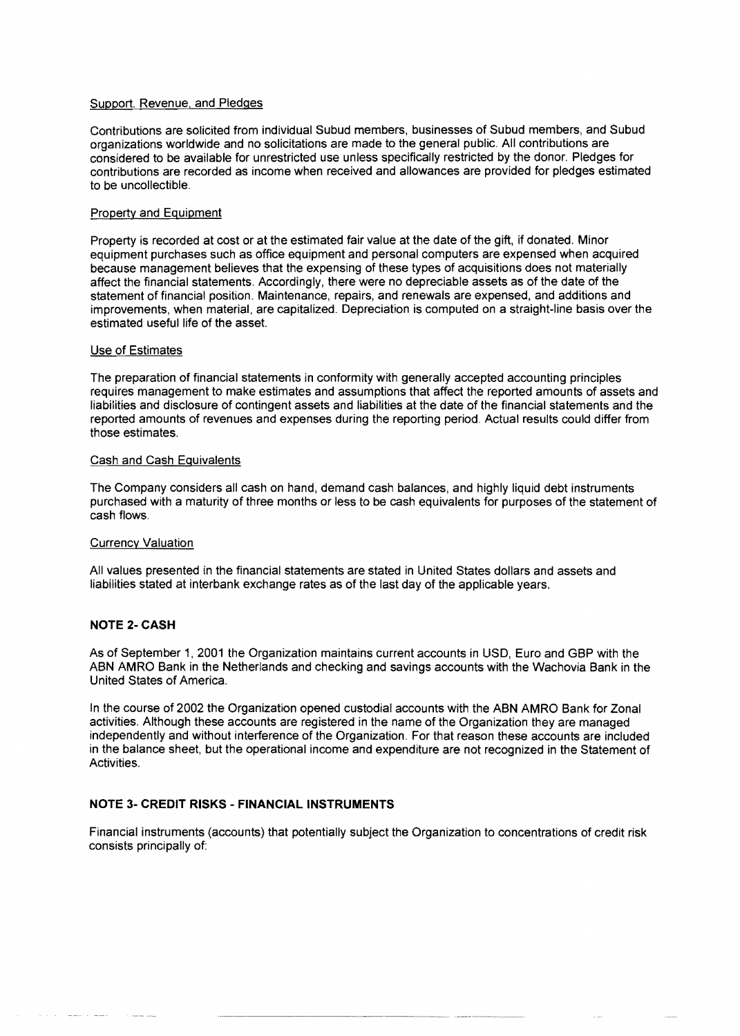Support, Revenue, and Pledges

Contributions are solicited from individual Subud members, businesses of Subud members, and Subud organizations worldwide and no solicitations are made to the general public. All contributions are considered to be available for unrestricted use unless specifically restricted by the donor. Pledges for contributions are recorded as income when received and allowances are provided for pledges estimated to be uncollectible.

Property and Equipment

Property is recorded at cost or at the estimated fair value at the date of the gift, if donated. Minor equipment purchases such as office equipment and personal computers are expensed when acquired because management believes that the expensing of these types of acquisitions does not materially affect the financial statements. Accordingly, there were no depreciable assets as of the date of the statement of financial position. Maintenance, repairs, and renewals are expensed, and additions and improvements, when material, are capitalized. Depreciation is computed on a straight-line basis over the estimated useful life of the asset.

Use of Estimates

The preparation of financial statements in conformity with generally accepted accounting principles requires management to make estimates and assumptions that affect the reported amounts of assets and liabilities and disclosure of contingent assets and liabilities at the date of the financial statements and the reported amounts of revenues and expenses during the reporting period. Actual results could differ from those estimates.

Cash and Cash Equivalents

The Company considers all cash on hand, demand cash balances, and highly liquid debt instruments purchased with a maturity of three months or less to be cash equivalents for purposes of the statement of cash flows.

Currency Valuation

All values presented in the financial statements are stated in United States dollars and assets and liabilities stated at interbank exchange rates as of the last day of the applicable years.

**NOTE 2- CASH**

As of September 1, 2001 the Organization maintains current accounts in USD, Euro and GBP with the ABN AMRO Bank in the Netherlands and checking and savings accounts with the Wachovia Bank in the United States of America.

In the course of 2002 the Organization opened custodial accounts with the ABN AMRO Bank for Zonal activities. Although these accounts are registered in the name of the Organization they are managed independently and without interference of the Organization. For that reason these accounts are included in the balance sheet, but the operational income and expenditure are not recognized in the Statement of Activities.

**NOTE 3- CREDIT RISKS - FINANCIAL INSTRUMENTS**

Financial instruments (accounts) that potentially subject the Organization to concentrations of credit risk consists principally of: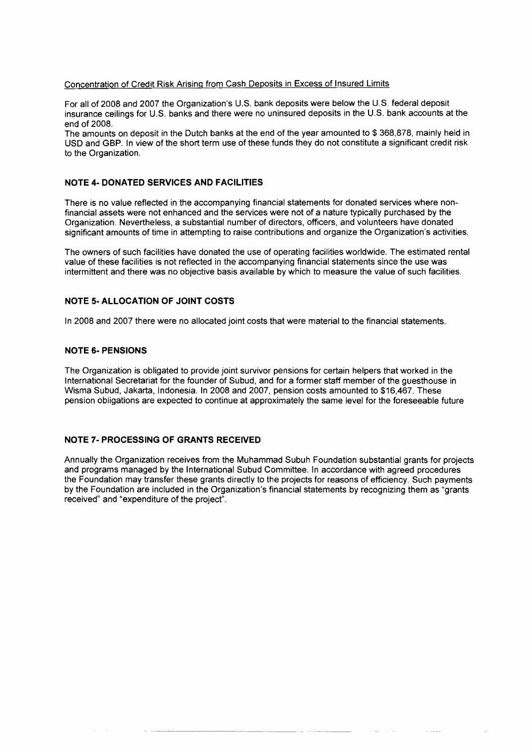Concentration of Credit Risk Arising from Cash Deposits in Excess of Insured Limits

For all of 2008 and 2007 the Organization's U.S. bank deposits were below the U.S. federal deposit insurance ceilings for U.S. banks and there were no uninsured deposits in the U.S. bank accounts at the end of 2008.
The amounts on deposit in the Dutch banks at the end of the year amounted to $ 368,878, mainly held in USD and GBP. In view of the short term use of these funds they do not constitute a significant credit risk to the Organization.

### NOTE 4- DONATED SERVICES AND FACILITIES

There is no value reflected in the accompanying financial statements for donated services where non-financial assets were not enhanced and the services were not of a nature typically purchased by the Organization. Nevertheless, a substantial number of directors, officers, and volunteers have donated significant amounts of time in attempting to raise contributions and organize the Organization's activities.

The owners of such facilities have donated the use of operating facilities worldwide. The estimated rental value of these facilities is not reflected in the accompanying financial statements since the use was intermittent and there was no objective basis available by which to measure the value of such facilities.

### NOTE 5- ALLOCATION OF JOINT COSTS

In 2008 and 2007 there were no allocated joint costs that were material to the financial statements.

### NOTE 6- PENSIONS

The Organization is obligated to provide joint survivor pensions for certain helpers that worked in the International Secretariat for the founder of Subud, and for a former staff member of the guesthouse in Wisma Subud, Jakarta, Indonesia. In 2008 and 2007, pension costs amounted to $16,467. These pension obligations are expected to continue at approximately the same level for the foreseeable future

### NOTE 7- PROCESSING OF GRANTS RECEIVED

Annually the Organization receives from the Muhammad Subuh Foundation substantial grants for projects and programs managed by the International Subud Committee. In accordance with agreed procedures the Foundation may transfer these grants directly to the projects for reasons of efficiency. Such payments by the Foundation are included in the Organization's financial statements by recognizing them as "grants received" and "expenditure of the project".